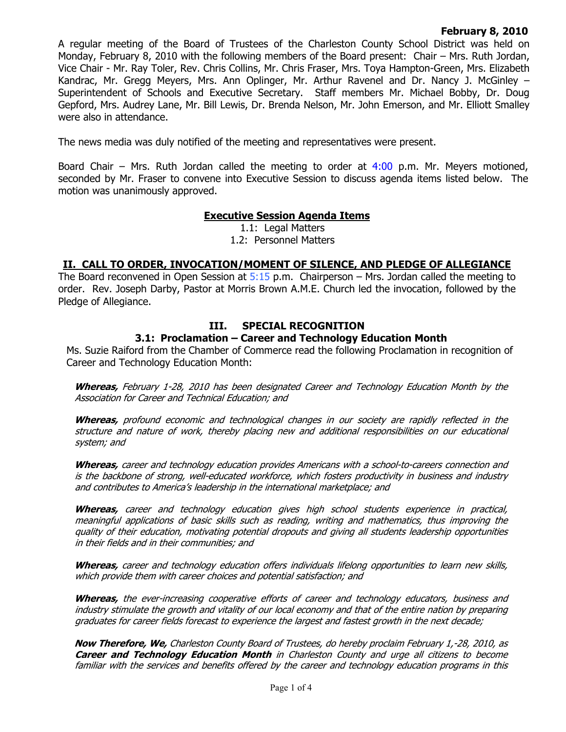**February 8, 2010**

A regular meeting of the Board of Trustees of the Charleston County School District was held on Monday, February 8, 2010 with the following members of the Board present: Chair – Mrs. Ruth Jordan, Vice Chair - Mr. Ray Toler, Rev. Chris Collins, Mr. Chris Fraser, Mrs. Toya Hampton-Green, Mrs. Elizabeth Kandrac, Mr. Gregg Meyers, Mrs. Ann Oplinger, Mr. Arthur Ravenel and Dr. Nancy J. McGinley – Superintendent of Schools and Executive Secretary. Staff members Mr. Michael Bobby, Dr. Doug Gepford, Mrs. Audrey Lane, Mr. Bill Lewis, Dr. Brenda Nelson, Mr. John Emerson, and Mr. Elliott Smalley were also in attendance.

The news media was duly notified of the meeting and representatives were present.

Board Chair – Mrs. Ruth Jordan called the meeting to order at 4:00 p.m. Mr. Meyers motioned, seconded by Mr. Fraser to convene into Executive Session to discuss agenda items listed below. The motion was unanimously approved.

**Executive Session Agenda Items**

1.1: Legal Matters
1.2: Personnel Matters

## II. CALL TO ORDER, INVOCATION/MOMENT OF SILENCE, AND PLEDGE OF ALLEGIANCE

The Board reconvened in Open Session at 5:15 p.m. Chairperson – Mrs. Jordan called the meeting to order. Rev. Joseph Darby, Pastor at Morris Brown A.M.E. Church led the invocation, followed by the Pledge of Allegiance.

## III. SPECIAL RECOGNITION

### 3.1: Proclamation – Career and Technology Education Month

Ms. Suzie Raiford from the Chamber of Commerce read the following Proclamation in recognition of Career and Technology Education Month:

***Whereas,*** *February 1-28, 2010 has been designated Career and Technology Education Month by the Association for Career and Technical Education; and*

***Whereas,*** *profound economic and technological changes in our society are rapidly reflected in the structure and nature of work, thereby placing new and additional responsibilities on our educational system; and*

***Whereas,*** *career and technology education provides Americans with a school-to-careers connection and is the backbone of strong, well-educated workforce, which fosters productivity in business and industry and contributes to America's leadership in the international marketplace; and*

***Whereas,*** *career and technology education gives high school students experience in practical, meaningful applications of basic skills such as reading, writing and mathematics, thus improving the quality of their education, motivating potential dropouts and giving all students leadership opportunities in their fields and in their communities; and*

***Whereas,*** *career and technology education offers individuals lifelong opportunities to learn new skills, which provide them with career choices and potential satisfaction; and*

***Whereas,*** *the ever-increasing cooperative efforts of career and technology educators, business and industry stimulate the growth and vitality of our local economy and that of the entire nation by preparing graduates for career fields forecast to experience the largest and fastest growth in the next decade;*

***Now Therefore, We,*** *Charleston County Board of Trustees, do hereby proclaim February 1,-28, 2010, as* ***Career and Technology Education Month*** *in Charleston County and urge all citizens to become familiar with the services and benefits offered by the career and technology education programs in this*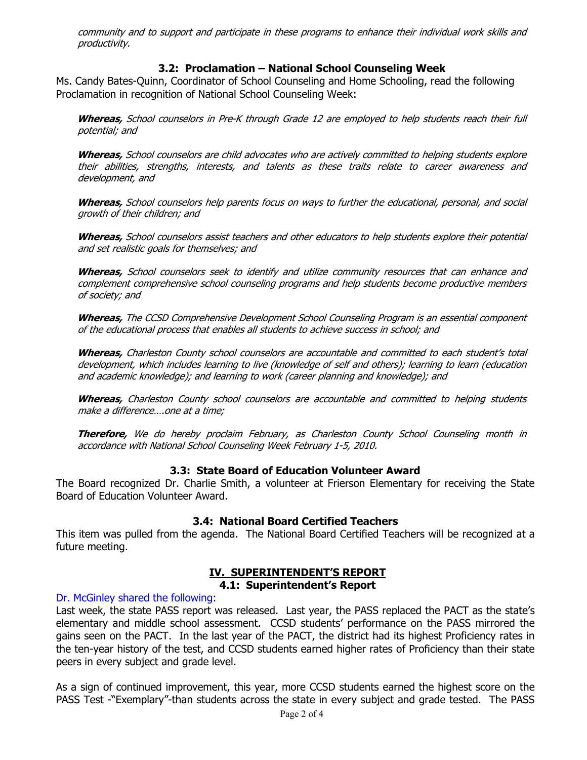*community and to support and participate in these programs to enhance their individual work skills and productivity.*

### 3.2: Proclamation – National School Counseling Week

Ms. Candy Bates-Quinn, Coordinator of School Counseling and Home Schooling, read the following Proclamation in recognition of National School Counseling Week:

> ***Whereas,*** *School counselors in Pre-K through Grade 12 are employed to help students reach their full potential; and*
>
> ***Whereas,*** *School counselors are child advocates who are actively committed to helping students explore their abilities, strengths, interests, and talents as these traits relate to career awareness and development, and*
>
> ***Whereas,*** *School counselors help parents focus on ways to further the educational, personal, and social growth of their children; and*
>
> ***Whereas,*** *School counselors assist teachers and other educators to help students explore their potential and set realistic goals for themselves; and*
>
> ***Whereas,*** *School counselors seek to identify and utilize community resources that can enhance and complement comprehensive school counseling programs and help students become productive members of society; and*
>
> ***Whereas,*** *The CCSD Comprehensive Development School Counseling Program is an essential component of the educational process that enables all students to achieve success in school; and*
>
> ***Whereas,*** *Charleston County school counselors are accountable and committed to each student's total development, which includes learning to live (knowledge of self and others); learning to learn (education and academic knowledge); and learning to work (career planning and knowledge); and*
>
> ***Whereas,*** *Charleston County school counselors are accountable and committed to helping students make a difference….one at a time;*
>
> ***Therefore,*** *We do hereby proclaim February, as Charleston County School Counseling month in accordance with National School Counseling Week February 1-5, 2010.*

### 3.3: State Board of Education Volunteer Award

The Board recognized Dr. Charlie Smith, a volunteer at Frierson Elementary for receiving the State Board of Education Volunteer Award.

### 3.4: National Board Certified Teachers

This item was pulled from the agenda. The National Board Certified Teachers will be recognized at a future meeting.

## IV. SUPERINTENDENT'S REPORT

### 4.1: Superintendent's Report

Dr. McGinley shared the following:

Last week, the state PASS report was released. Last year, the PASS replaced the PACT as the state's elementary and middle school assessment. CCSD students' performance on the PASS mirrored the gains seen on the PACT. In the last year of the PACT, the district had its highest Proficiency rates in the ten-year history of the test, and CCSD students earned higher rates of Proficiency than their state peers in every subject and grade level.

As a sign of continued improvement, this year, more CCSD students earned the highest score on the PASS Test -"Exemplary"-than students across the state in every subject and grade tested. The PASS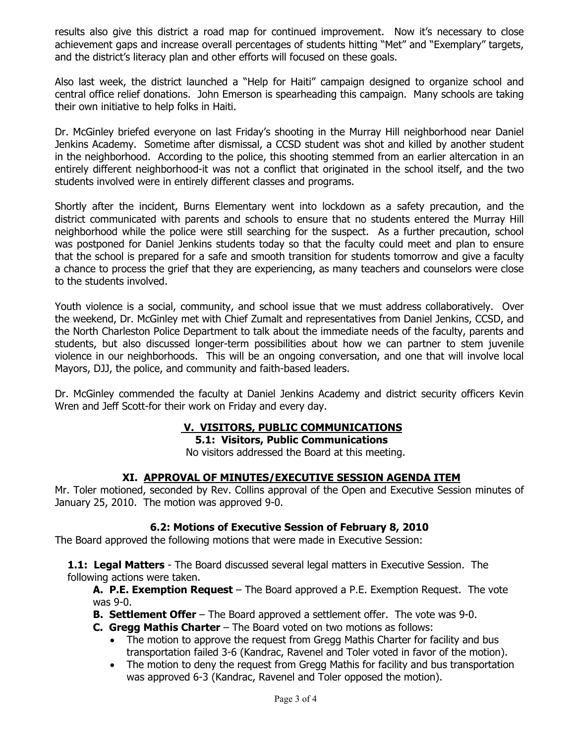results also give this district a road map for continued improvement. Now it's necessary to close achievement gaps and increase overall percentages of students hitting "Met" and "Exemplary" targets, and the district's literacy plan and other efforts will focused on these goals.

Also last week, the district launched a "Help for Haiti" campaign designed to organize school and central office relief donations. John Emerson is spearheading this campaign. Many schools are taking their own initiative to help folks in Haiti.

Dr. McGinley briefed everyone on last Friday's shooting in the Murray Hill neighborhood near Daniel Jenkins Academy. Sometime after dismissal, a CCSD student was shot and killed by another student in the neighborhood. According to the police, this shooting stemmed from an earlier altercation in an entirely different neighborhood-it was not a conflict that originated in the school itself, and the two students involved were in entirely different classes and programs.

Shortly after the incident, Burns Elementary went into lockdown as a safety precaution, and the district communicated with parents and schools to ensure that no students entered the Murray Hill neighborhood while the police were still searching for the suspect. As a further precaution, school was postponed for Daniel Jenkins students today so that the faculty could meet and plan to ensure that the school is prepared for a safe and smooth transition for students tomorrow and give a faculty a chance to process the grief that they are experiencing, as many teachers and counselors were close to the students involved.

Youth violence is a social, community, and school issue that we must address collaboratively. Over the weekend, Dr. McGinley met with Chief Zumalt and representatives from Daniel Jenkins, CCSD, and the North Charleston Police Department to talk about the immediate needs of the faculty, parents and students, but also discussed longer-term possibilities about how we can partner to stem juvenile violence in our neighborhoods. This will be an ongoing conversation, and one that will involve local Mayors, DJJ, the police, and community and faith-based leaders.

Dr. McGinley commended the faculty at Daniel Jenkins Academy and district security officers Kevin Wren and Jeff Scott-for their work on Friday and every day.

## V. VISITORS, PUBLIC COMMUNICATIONS

### 5.1: Visitors, Public Communications

No visitors addressed the Board at this meeting.

## XI. APPROVAL OF MINUTES/EXECUTIVE SESSION AGENDA ITEM

Mr. Toler motioned, seconded by Rev. Collins approval of the Open and Executive Session minutes of January 25, 2010. The motion was approved 9-0.

### 6.2: Motions of Executive Session of February 8, 2010

The Board approved the following motions that were made in Executive Session:

**1.1: Legal Matters** - The Board discussed several legal matters in Executive Session. The following actions were taken.

**A. P.E. Exemption Request** – The Board approved a P.E. Exemption Request. The vote was 9-0.

**B. Settlement Offer** – The Board approved a settlement offer. The vote was 9-0.

**C. Gregg Mathis Charter** – The Board voted on two motions as follows:

- The motion to approve the request from Gregg Mathis Charter for facility and bus transportation failed 3-6 (Kandrac, Ravenel and Toler voted in favor of the motion).
- The motion to deny the request from Gregg Mathis for facility and bus transportation was approved 6-3 (Kandrac, Ravenel and Toler opposed the motion).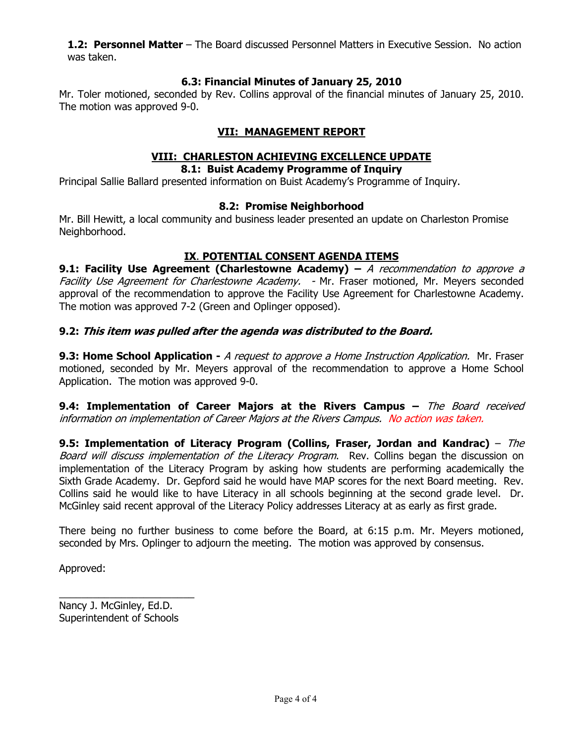**1.2: Personnel Matter** – The Board discussed Personnel Matters in Executive Session. No action was taken.

### 6.3: Financial Minutes of January 25, 2010

Mr. Toler motioned, seconded by Rev. Collins approval of the financial minutes of January 25, 2010. The motion was approved 9-0.

## VII: MANAGEMENT REPORT

## VIII: CHARLESTON ACHIEVING EXCELLENCE UPDATE

### 8.1: Buist Academy Programme of Inquiry

Principal Sallie Ballard presented information on Buist Academy's Programme of Inquiry.

### 8.2: Promise Neighborhood

Mr. Bill Hewitt, a local community and business leader presented an update on Charleston Promise Neighborhood.

## IX. POTENTIAL CONSENT AGENDA ITEMS

**9.1: Facility Use Agreement (Charlestowne Academy) –** *A recommendation to approve a Facility Use Agreement for Charlestowne Academy.* - Mr. Fraser motioned, Mr. Meyers seconded approval of the recommendation to approve the Facility Use Agreement for Charlestowne Academy. The motion was approved 7-2 (Green and Oplinger opposed).

**9.2:** ***This item was pulled after the agenda was distributed to the Board.***

**9.3: Home School Application -** *A request to approve a Home Instruction Application.* Mr. Fraser motioned, seconded by Mr. Meyers approval of the recommendation to approve a Home School Application. The motion was approved 9-0.

**9.4: Implementation of Career Majors at the Rivers Campus –** *The Board received information on implementation of Career Majors at the Rivers Campus. No action was taken.*

**9.5: Implementation of Literacy Program (Collins, Fraser, Jordan and Kandrac)** – *The Board will discuss implementation of the Literacy Program*. Rev. Collins began the discussion on implementation of the Literacy Program by asking how students are performing academically the Sixth Grade Academy. Dr. Gepford said he would have MAP scores for the next Board meeting. Rev. Collins said he would like to have Literacy in all schools beginning at the second grade level. Dr. McGinley said recent approval of the Literacy Policy addresses Literacy at as early as first grade.

There being no further business to come before the Board, at 6:15 p.m. Mr. Meyers motioned, seconded by Mrs. Oplinger to adjourn the meeting. The motion was approved by consensus.

Approved:

\_\_\_\_\_\_\_\_\_\_\_\_\_\_\_\_\_\_\_\_\_\_\_\_\_
Nancy J. McGinley, Ed.D.
Superintendent of Schools